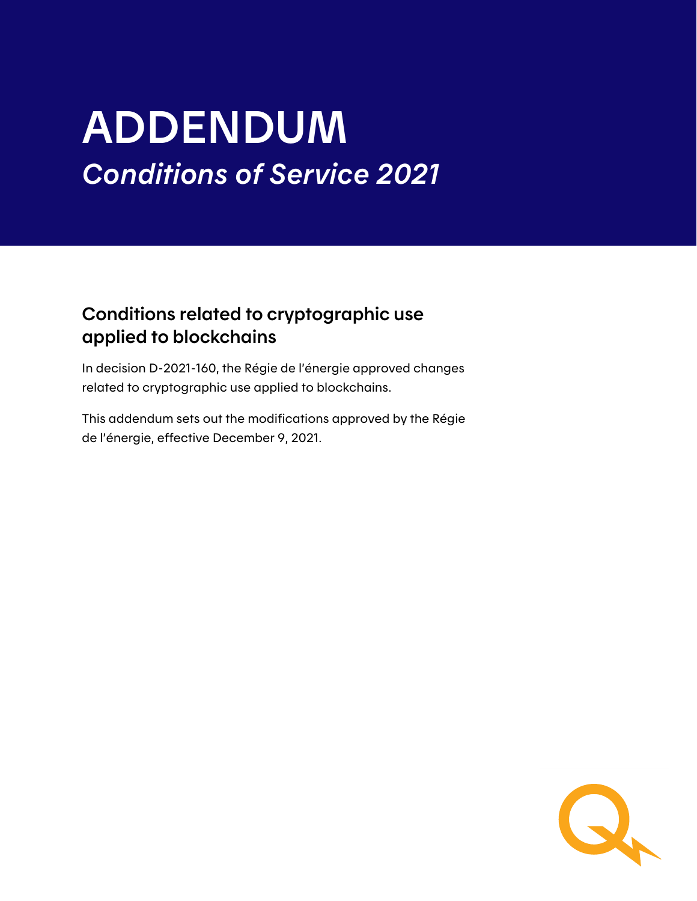# ADDENDUM

*Conditions of Service 2021*

## Conditions related to cryptographic use applied to blockchains

In decision D-2021-160, the Régie de l'énergie approved changes related to cryptographic use applied to blockchains.

This addendum sets out the modifications approved by the Régie de l'énergie, effective December 9, 2021.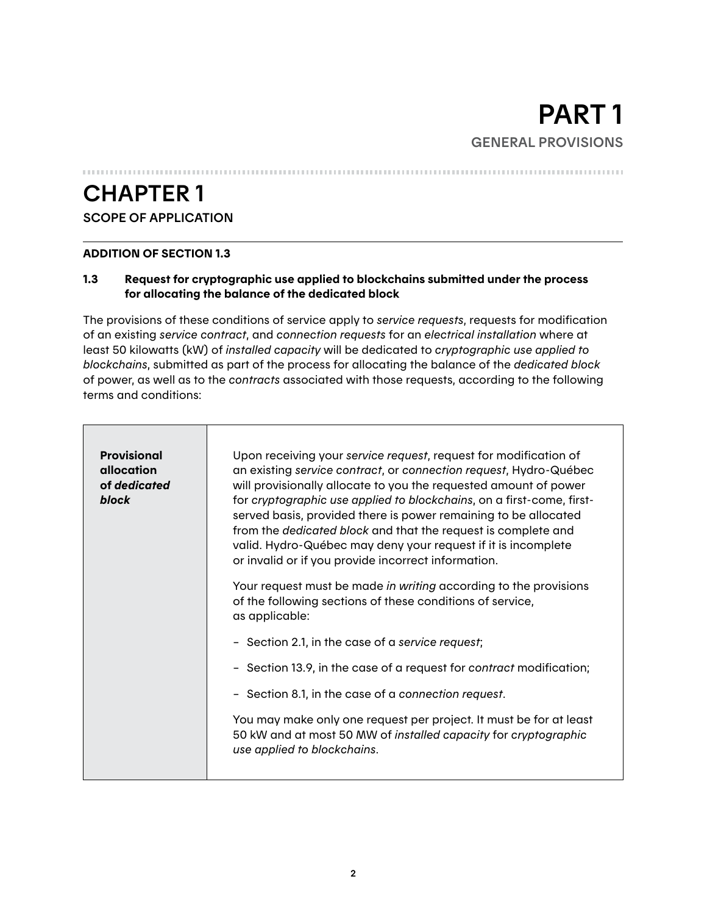# PART 1

GENERAL PROVISIONS

## CHAPTER 1

SCOPE OF APPLICATION

**ADDITION OF SECTION 1.3**

### 1.3 Request for cryptographic use applied to blockchains submitted under the process for allocating the balance of the dedicated block

The provisions of these conditions of service apply to *service requests*, requests for modification of an existing *service contract*, and *connection requests* for an *electrical installation* where at least 50 kilowatts (kW) of *installed capacity* will be dedicated to *cryptographic use applied to blockchains*, submitted as part of the process for allocating the balance of the *dedicated block* of power, as well as to the *contracts* associated with those requests, according to the following terms and conditions:

| | |
|---|---|
| **Provisional allocation of *dedicated block*** | Upon receiving your *service request*, request for modification of an existing *service contract*, or *connection request*, Hydro-Québec will provisionally allocate to you the requested amount of power for *cryptographic use applied to blockchains*, on a first-come, first-served basis, provided there is power remaining to be allocated from the *dedicated block* and that the request is complete and valid. Hydro-Québec may deny your request if it is incomplete or invalid or if you provide incorrect information.<br><br>Your request must be made *in writing* according to the provisions of the following sections of these conditions of service, as applicable:<br><br>– Section 2.1, in the case of a *service request*;<br>– Section 13.9, in the case of a request for *contract* modification;<br>– Section 8.1, in the case of a *connection request*.<br><br>You may make only one request per project. It must be for at least 50 kW and at most 50 MW of *installed capacity* for *cryptographic use applied to blockchains*. |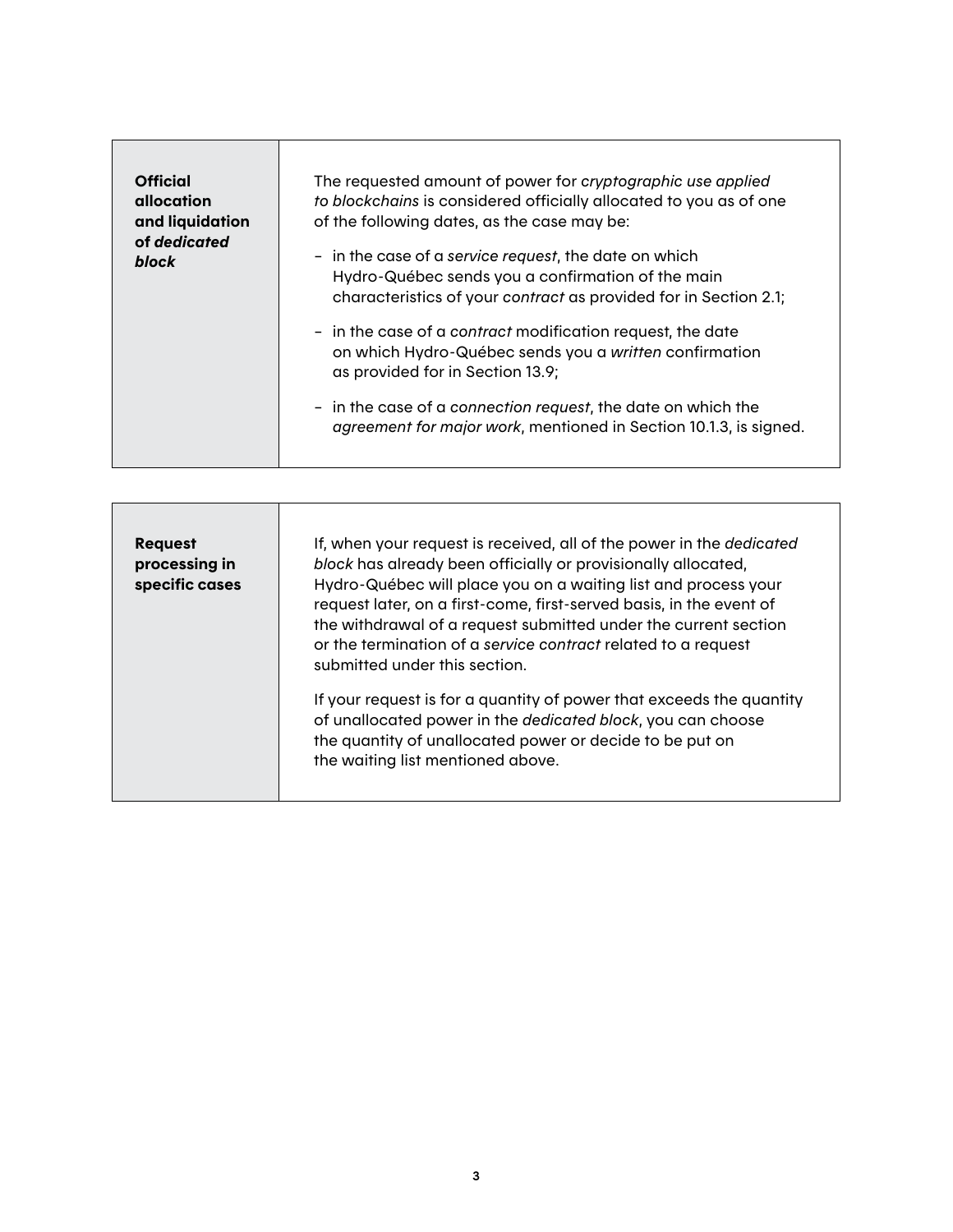| **Official allocation and liquidation of *dedicated block*** | The requested amount of power for *cryptographic use applied to blockchains* is considered officially allocated to you as of one of the following dates, as the case may be:<br>– in the case of a *service request*, the date on which Hydro-Québec sends you a confirmation of the main characteristics of your *contract* as provided for in Section 2.1;<br>– in the case of a *contract* modification request, the date on which Hydro-Québec sends you a *written* confirmation as provided for in Section 13.9;<br>– in the case of a *connection request*, the date on which the *agreement for major work*, mentioned in Section 10.1.3, is signed. |
|---|---|

| **Request processing in specific cases** | If, when your request is received, all of the power in the *dedicated block* has already been officially or provisionally allocated, Hydro-Québec will place you on a waiting list and process your request later, on a first-come, first-served basis, in the event of the withdrawal of a request submitted under the current section or the termination of a *service contract* related to a request submitted under this section.<br>If your request is for a quantity of power that exceeds the quantity of unallocated power in the *dedicated block*, you can choose the quantity of unallocated power or decide to be put on the waiting list mentioned above. |
|---|---|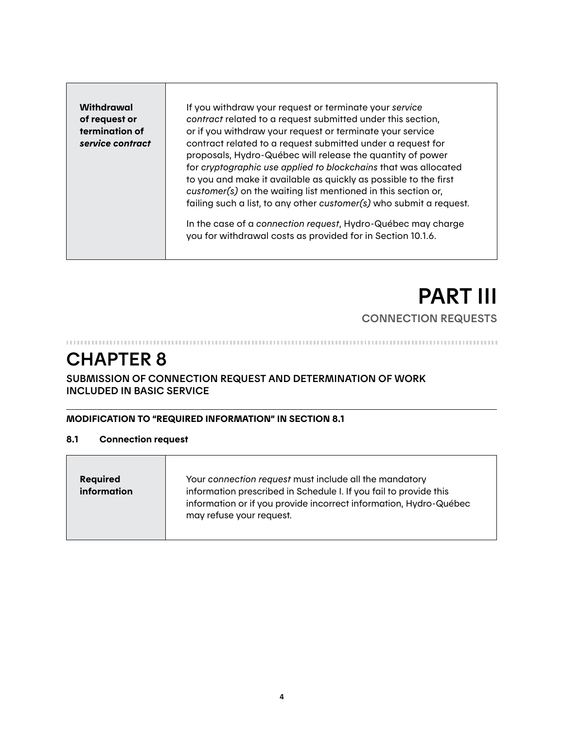| **Withdrawal of request or termination of *service contract*** | If you withdraw your request or terminate your *service contract* related to a request submitted under this section, or if you withdraw your request or terminate your service contract related to a request submitted under a request for proposals, Hydro-Québec will release the quantity of power for *cryptographic use applied to blockchains* that was allocated to you and make it available as quickly as possible to the first *customer(s)* on the waiting list mentioned in this section or, failing such a list, to any other *customer(s)* who submit a request.<br><br>In the case of a *connection request*, Hydro-Québec may charge you for withdrawal costs as provided for in Section 10.1.6. |
|---|---|

# PART III

## CONNECTION REQUESTS

# CHAPTER 8

## SUBMISSION OF CONNECTION REQUEST AND DETERMINATION OF WORK INCLUDED IN BASIC SERVICE

**MODIFICATION TO "REQUIRED INFORMATION" IN SECTION 8.1**

### 8.1 Connection request

| **Required information** | Your *connection request* must include all the mandatory information prescribed in Schedule I. If you fail to provide this information or if you provide incorrect information, Hydro-Québec may refuse your request. |
|---|---|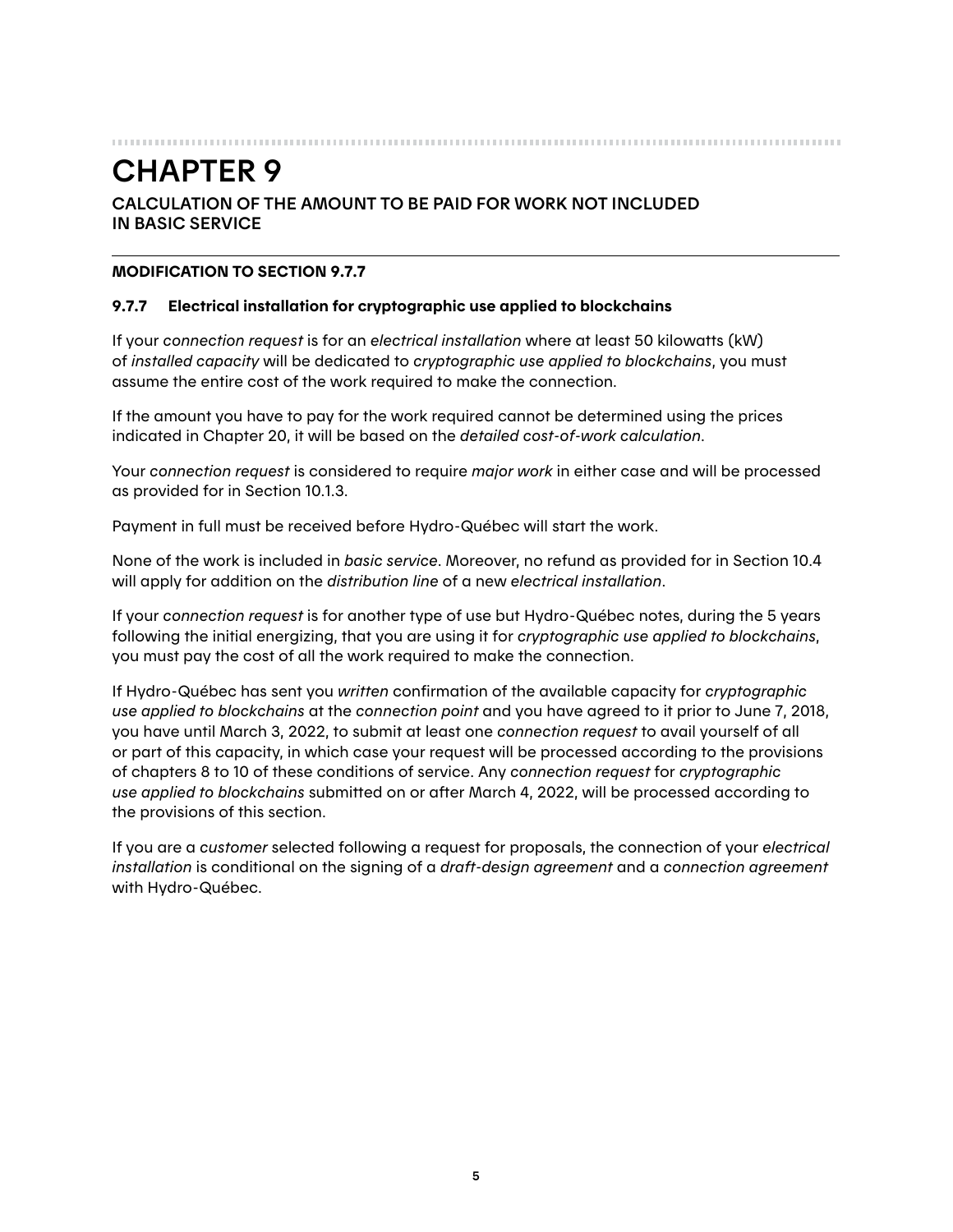# CHAPTER 9

## CALCULATION OF THE AMOUNT TO BE PAID FOR WORK NOT INCLUDED IN BASIC SERVICE

---

**MODIFICATION TO SECTION 9.7.7**

### 9.7.7 Electrical installation for cryptographic use applied to blockchains

If your *connection request* is for an *electrical installation* where at least 50 kilowatts (kW) of *installed capacity* will be dedicated to *cryptographic use applied to blockchains*, you must assume the entire cost of the work required to make the connection.

If the amount you have to pay for the work required cannot be determined using the prices indicated in Chapter 20, it will be based on the *detailed cost-of-work calculation*.

Your *connection request* is considered to require *major work* in either case and will be processed as provided for in Section 10.1.3.

Payment in full must be received before Hydro-Québec will start the work.

None of the work is included in *basic service*. Moreover, no refund as provided for in Section 10.4 will apply for addition on the *distribution line* of a new *electrical installation*.

If your *connection request* is for another type of use but Hydro-Québec notes, during the 5 years following the initial energizing, that you are using it for *cryptographic use applied to blockchains*, you must pay the cost of all the work required to make the connection.

If Hydro-Québec has sent you *written* confirmation of the available capacity for *cryptographic use applied to blockchains* at the *connection point* and you have agreed to it prior to June 7, 2018, you have until March 3, 2022, to submit at least one *connection request* to avail yourself of all or part of this capacity, in which case your request will be processed according to the provisions of chapters 8 to 10 of these conditions of service. Any *connection request* for *cryptographic use applied to blockchains* submitted on or after March 4, 2022, will be processed according to the provisions of this section.

If you are a *customer* selected following a request for proposals, the connection of your *electrical installation* is conditional on the signing of a *draft-design agreement* and a *connection agreement* with Hydro-Québec.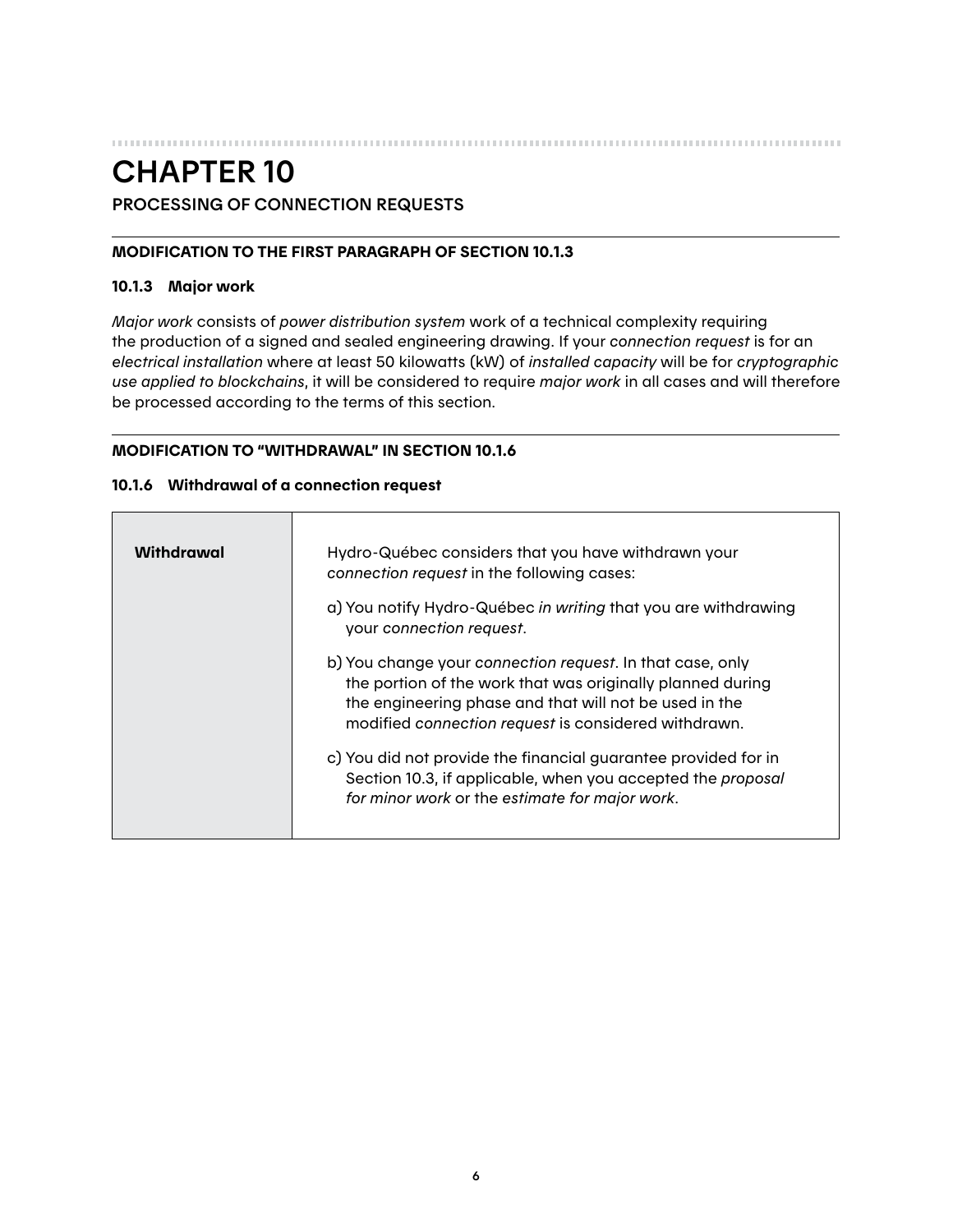# CHAPTER 10

## PROCESSING OF CONNECTION REQUESTS

**MODIFICATION TO THE FIRST PARAGRAPH OF SECTION 10.1.3**

### 10.1.3 Major work

*Major work* consists of *power distribution system* work of a technical complexity requiring the production of a signed and sealed engineering drawing. If your *connection request* is for an *electrical installation* where at least 50 kilowatts (kW) of *installed capacity* will be for *cryptographic use applied to blockchains*, it will be considered to require *major work* in all cases and will therefore be processed according to the terms of this section.

**MODIFICATION TO "WITHDRAWAL" IN SECTION 10.1.6**

### 10.1.6 Withdrawal of a connection request

| | |
|---|---|
| **Withdrawal** | Hydro-Québec considers that you have withdrawn your *connection request* in the following cases:<br><br>a) You notify Hydro-Québec *in writing* that you are withdrawing your *connection request*.<br><br>b) You change your *connection request*. In that case, only the portion of the work that was originally planned during the engineering phase and that will not be used in the modified *connection request* is considered withdrawn.<br><br>c) You did not provide the financial guarantee provided for in Section 10.3, if applicable, when you accepted the *proposal for minor work* or the *estimate for major work*. |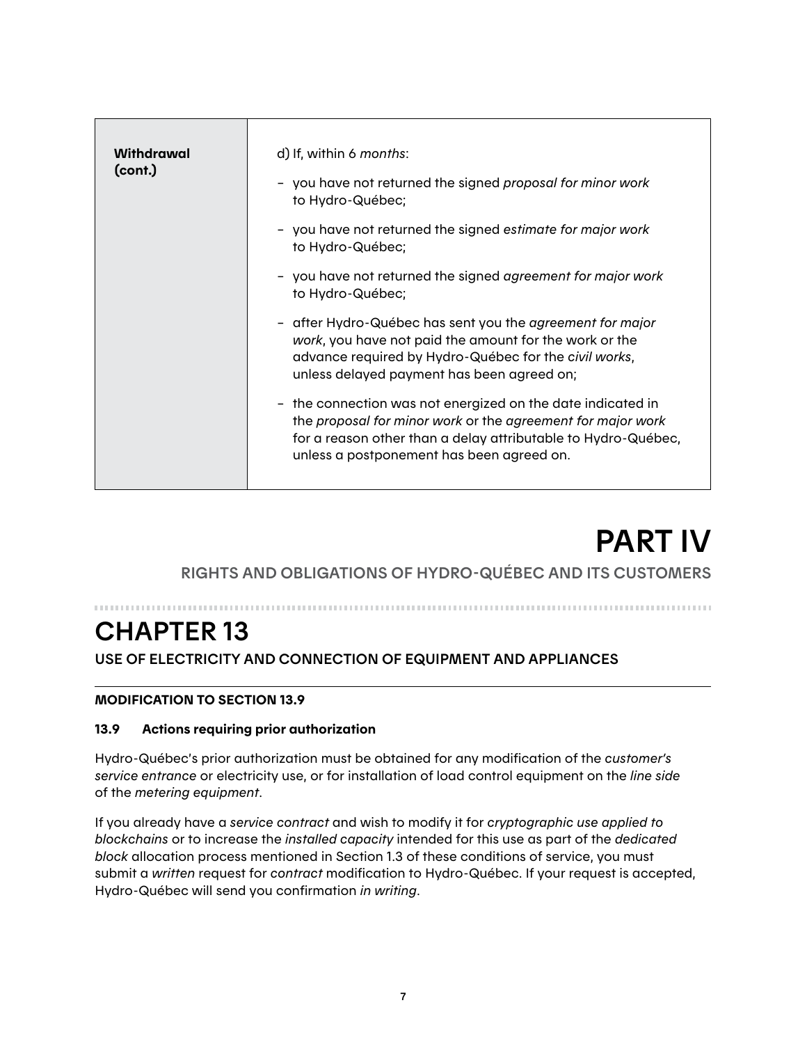| Withdrawal (cont.) | d) If, within 6 *months*:<br>– you have not returned the signed *proposal for minor work* to Hydro-Québec;<br>– you have not returned the signed *estimate for major work* to Hydro-Québec;<br>– you have not returned the signed *agreement for major work* to Hydro-Québec;<br>– after Hydro-Québec has sent you the *agreement for major work*, you have not paid the amount for the work or the advance required by Hydro-Québec for the *civil works*, unless delayed payment has been agreed on;<br>– the connection was not energized on the date indicated in the *proposal for minor work* or the *agreement for major work* for a reason other than a delay attributable to Hydro-Québec, unless a postponement has been agreed on. |
|---|---|

# PART IV

## RIGHTS AND OBLIGATIONS OF HYDRO-QUÉBEC AND ITS CUSTOMERS

# CHAPTER 13

## USE OF ELECTRICITY AND CONNECTION OF EQUIPMENT AND APPLIANCES

**MODIFICATION TO SECTION 13.9**

### 13.9 Actions requiring prior authorization

Hydro-Québec's prior authorization must be obtained for any modification of the *customer's service entrance* or electricity use, or for installation of load control equipment on the *line side* of the *metering equipment*.

If you already have a *service contract* and wish to modify it for *cryptographic use applied to blockchains* or to increase the *installed capacity* intended for this use as part of the *dedicated block* allocation process mentioned in Section 1.3 of these conditions of service, you must submit a *written* request for *contract* modification to Hydro-Québec. If your request is accepted, Hydro-Québec will send you confirmation *in writing*.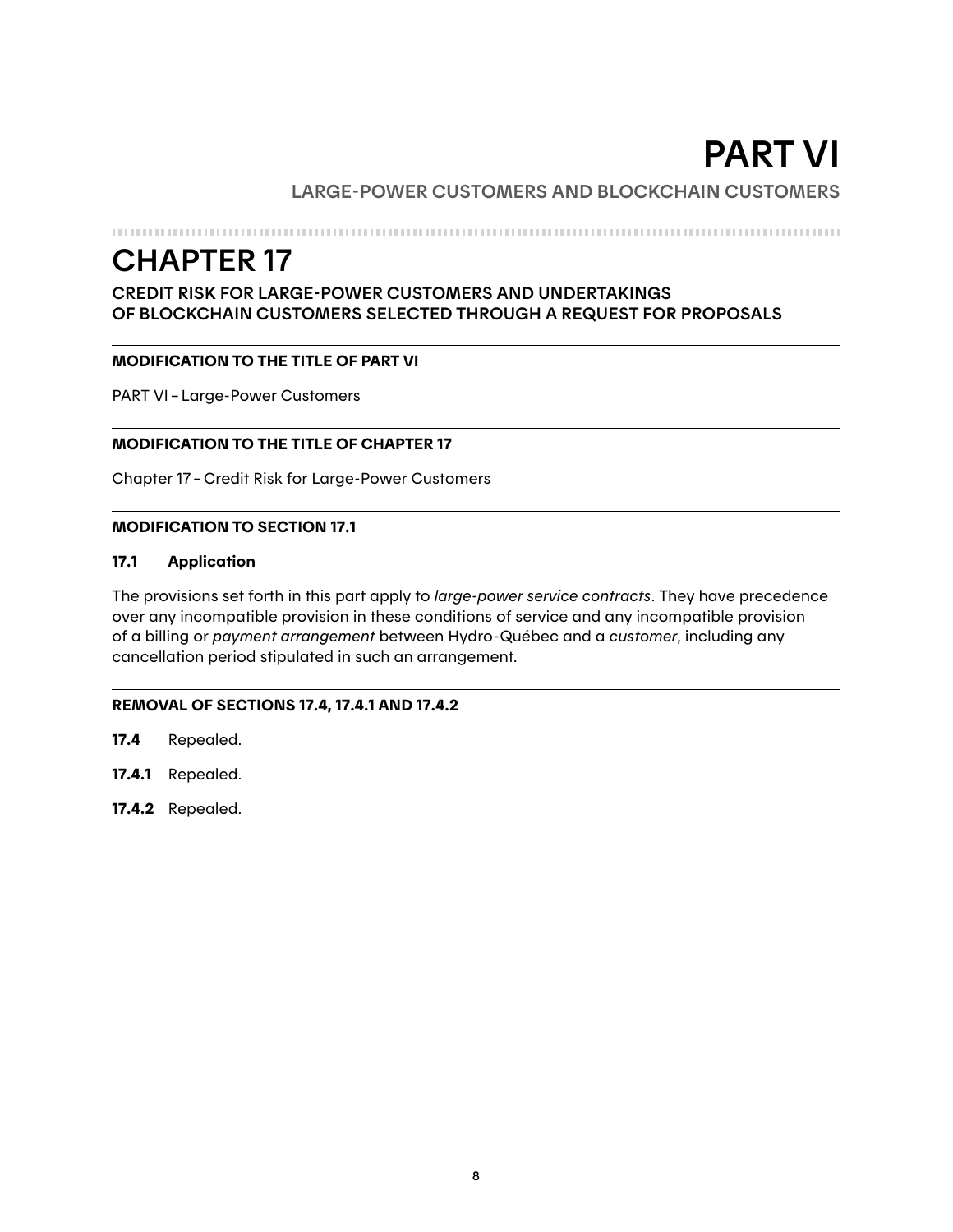# PART VI

LARGE-POWER CUSTOMERS AND BLOCKCHAIN CUSTOMERS

## CHAPTER 17

### CREDIT RISK FOR LARGE-POWER CUSTOMERS AND UNDERTAKINGS OF BLOCKCHAIN CUSTOMERS SELECTED THROUGH A REQUEST FOR PROPOSALS

**MODIFICATION TO THE TITLE OF PART VI**

PART VI – Large-Power Customers

**MODIFICATION TO THE TITLE OF CHAPTER 17**

Chapter 17 – Credit Risk for Large-Power Customers

**MODIFICATION TO SECTION 17.1**

**17.1 Application**

The provisions set forth in this part apply to *large-power service contracts*. They have precedence over any incompatible provision in these conditions of service and any incompatible provision of a billing or *payment arrangement* between Hydro-Québec and a *customer*, including any cancellation period stipulated in such an arrangement.

**REMOVAL OF SECTIONS 17.4, 17.4.1 AND 17.4.2**

**17.4** Repealed.

**17.4.1** Repealed.

**17.4.2** Repealed.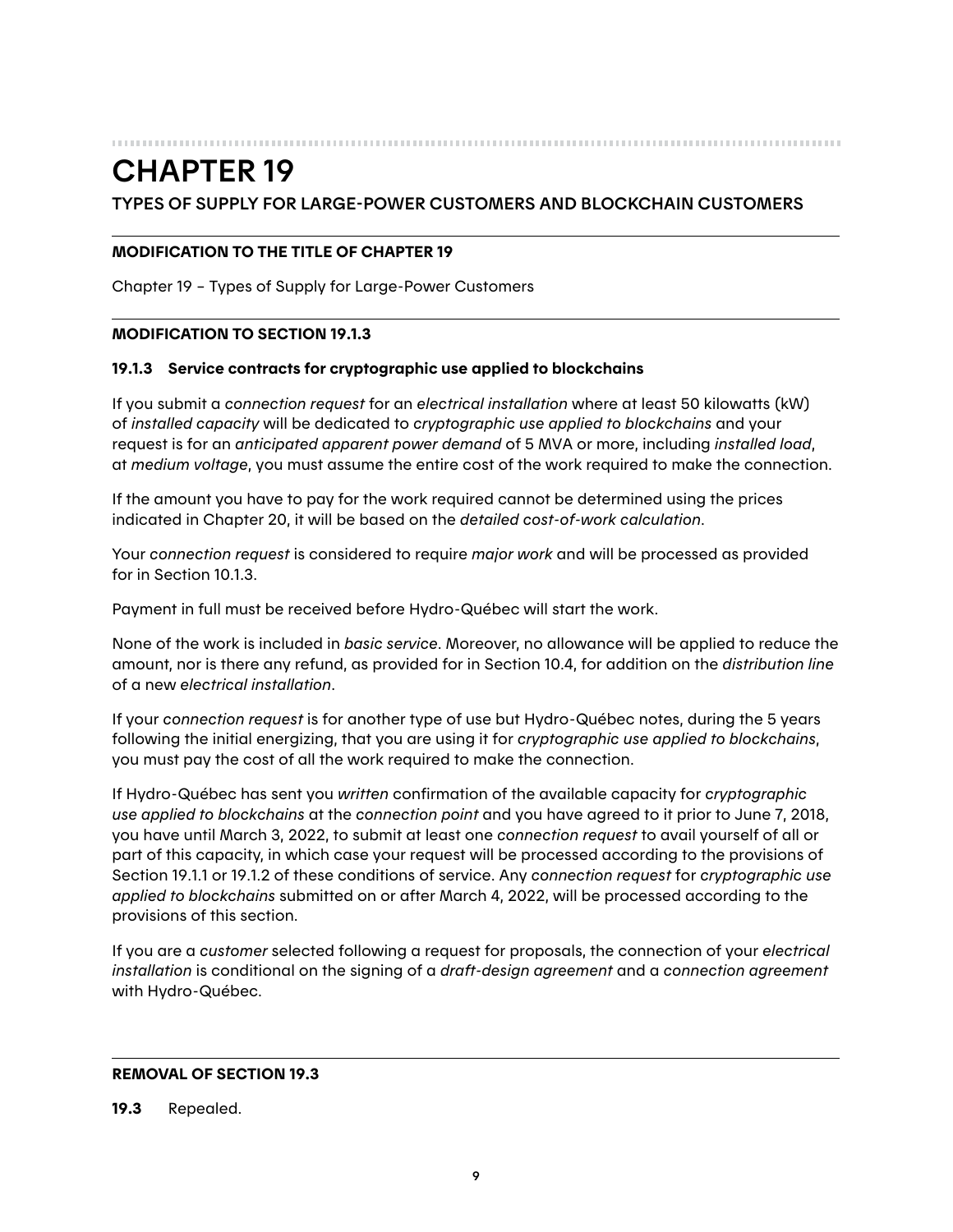# CHAPTER 19

## TYPES OF SUPPLY FOR LARGE-POWER CUSTOMERS AND BLOCKCHAIN CUSTOMERS

---

**MODIFICATION TO THE TITLE OF CHAPTER 19**

Chapter 19 – Types of Supply for Large-Power Customers

---

**MODIFICATION TO SECTION 19.1.3**

**19.1.3 Service contracts for cryptographic use applied to blockchains**

If you submit a *connection request* for an *electrical installation* where at least 50 kilowatts (kW) of *installed capacity* will be dedicated to *cryptographic use applied to blockchains* and your request is for an *anticipated apparent power demand* of 5 MVA or more, including *installed load*, at *medium voltage*, you must assume the entire cost of the work required to make the connection.

If the amount you have to pay for the work required cannot be determined using the prices indicated in Chapter 20, it will be based on the *detailed cost-of-work calculation*.

Your *connection request* is considered to require *major work* and will be processed as provided for in Section 10.1.3.

Payment in full must be received before Hydro-Québec will start the work.

None of the work is included in *basic service*. Moreover, no allowance will be applied to reduce the amount, nor is there any refund, as provided for in Section 10.4, for addition on the *distribution line* of a new *electrical installation*.

If your *connection request* is for another type of use but Hydro-Québec notes, during the 5 years following the initial energizing, that you are using it for *cryptographic use applied to blockchains*, you must pay the cost of all the work required to make the connection.

If Hydro-Québec has sent you *written* confirmation of the available capacity for *cryptographic use applied to blockchains* at the *connection point* and you have agreed to it prior to June 7, 2018, you have until March 3, 2022, to submit at least one *connection request* to avail yourself of all or part of this capacity, in which case your request will be processed according to the provisions of Section 19.1.1 or 19.1.2 of these conditions of service. Any *connection request* for *cryptographic use applied to blockchains* submitted on or after March 4, 2022, will be processed according to the provisions of this section.

If you are a *customer* selected following a request for proposals, the connection of your *electrical installation* is conditional on the signing of a *draft-design agreement* and a *connection agreement* with Hydro-Québec.

---

**REMOVAL OF SECTION 19.3**

**19.3** Repealed.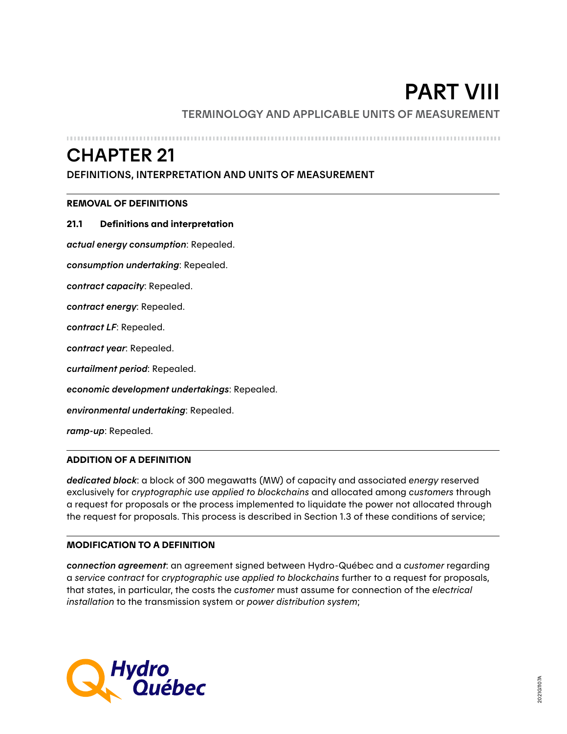# PART VIII

TERMINOLOGY AND APPLICABLE UNITS OF MEASUREMENT

## CHAPTER 21

### DEFINITIONS, INTERPRETATION AND UNITS OF MEASUREMENT

**REMOVAL OF DEFINITIONS**

**21.1 Definitions and interpretation**

***actual energy consumption***: Repealed.

***consumption undertaking***: Repealed.

***contract capacity***: Repealed.

***contract energy***: Repealed.

***contract LF***: Repealed.

***contract year***: Repealed.

***curtailment period***: Repealed.

***economic development undertakings***: Repealed.

***environmental undertaking***: Repealed.

***ramp-up***: Repealed.

**ADDITION OF A DEFINITION**

***dedicated block***: a block of 300 megawatts (MW) of capacity and associated *energy* reserved exclusively for *cryptographic use applied to blockchains* and allocated among *customers* through a request for proposals or the process implemented to liquidate the power not allocated through the request for proposals. This process is described in Section 1.3 of these conditions of service;

**MODIFICATION TO A DEFINITION**

***connection agreement***: an agreement signed between Hydro-Québec and a *customer* regarding a *service contract* for *cryptographic use applied to blockchains* further to a request for proposals, that states, in particular, the costs the *customer* must assume for connection of the *electrical installation* to the transmission system or *power distribution system*;